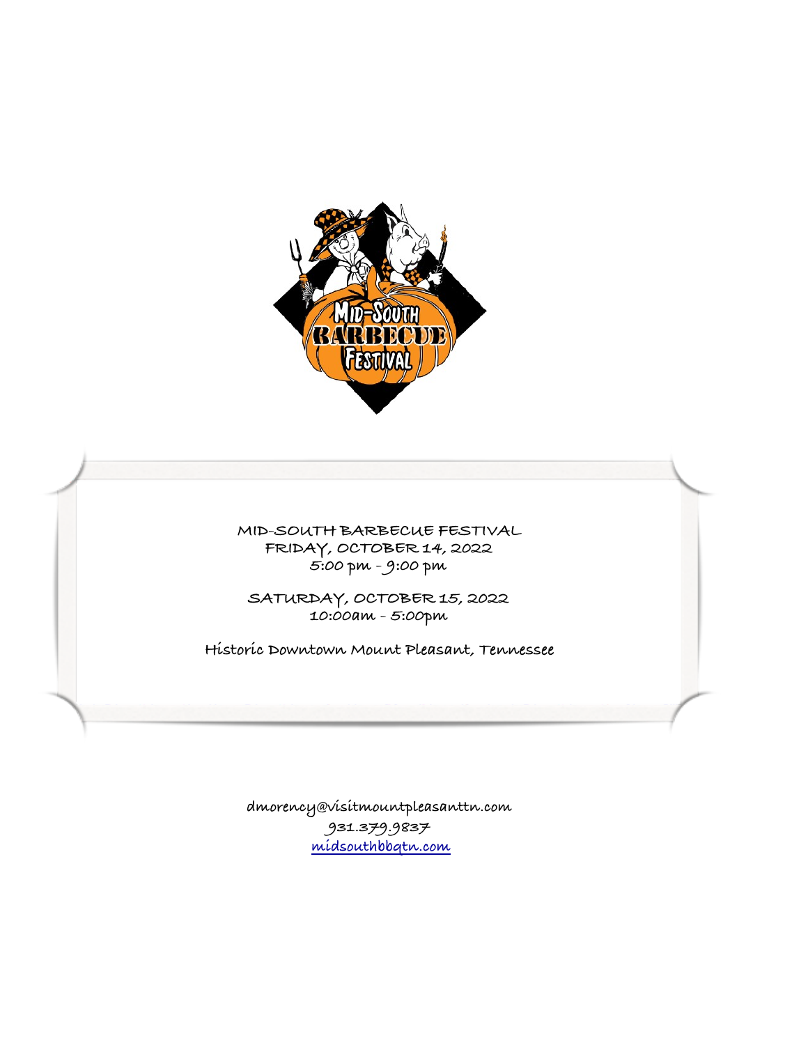MID-SOUTH BARBECUE FESTIVAL
FRIDAY, OCTOBER 14, 2022
5:00 pm - 9:00 pm

SATURDAY, OCTOBER 15, 2022
10:00am - 5:00pm

Historic Downtown Mount Pleasant, Tennessee

dmorency@visitmountpleasanttn.com
931.379.9837
[midsouthbbqtn.com](midsouthbbqtn.com)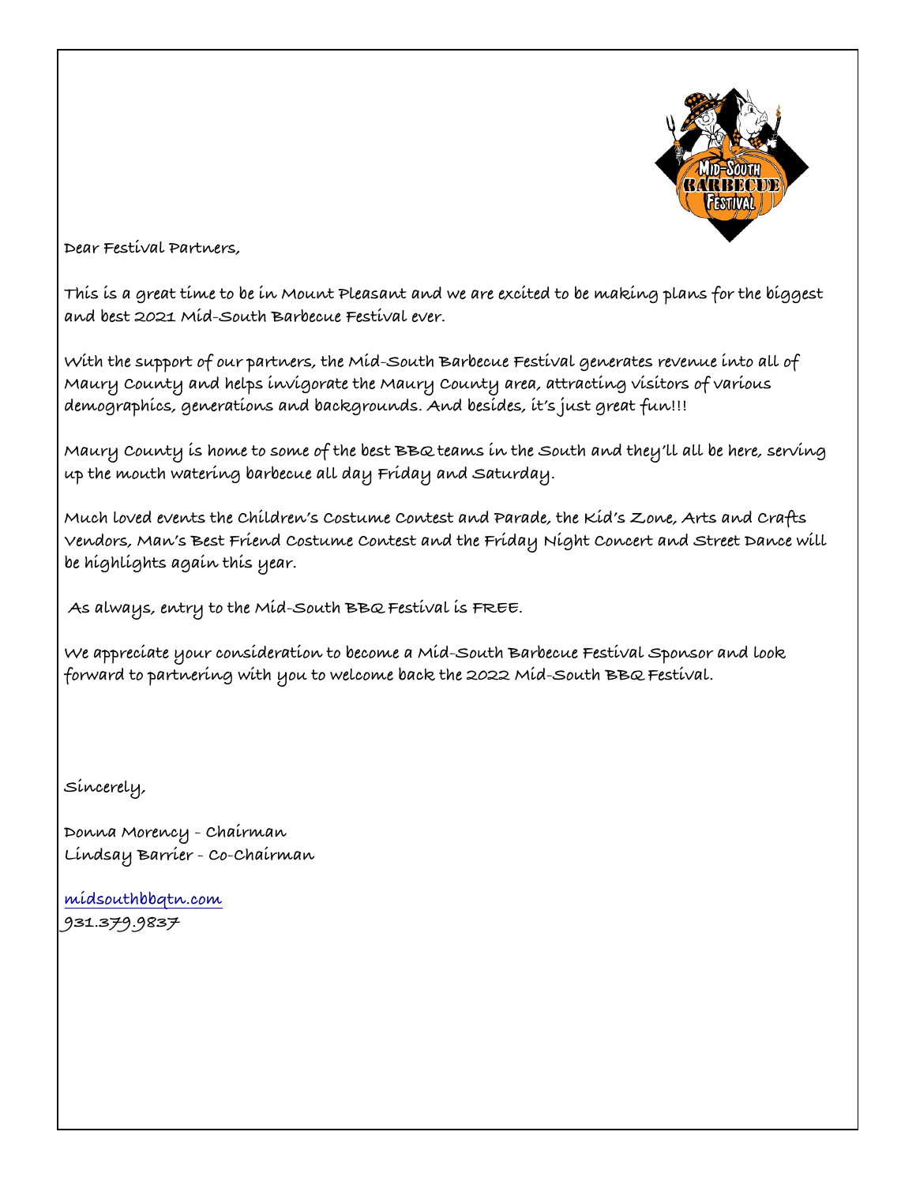Dear Festival Partners,

This is a great time to be in Mount Pleasant and we are excited to be making plans for the biggest and best 2021 Mid-South Barbecue Festival ever.

With the support of our partners, the Mid-South Barbecue Festival generates revenue into all of Maury County and helps invigorate the Maury County area, attracting visitors of various demographics, generations and backgrounds. And besides, it's just great fun!!!

Maury County is home to some of the best BBQ teams in the South and they'll all be here, serving up the mouth watering barbecue all day Friday and Saturday.

Much loved events the Children's Costume Contest and Parade, the Kid's Zone, Arts and Crafts Vendors, Man's Best Friend Costume Contest and the Friday Night Concert and Street Dance will be highlights again this year.

As always, entry to the Mid-South BBQ Festival is FREE.

We appreciate your consideration to become a Mid-South Barbecue Festival Sponsor and look forward to partnering with you to welcome back the 2022 Mid-South BBQ Festival.

Sincerely,

Donna Morency - Chairman
Lindsay Barrier - Co-Chairman

midsouthbbqtn.com
931.379.9837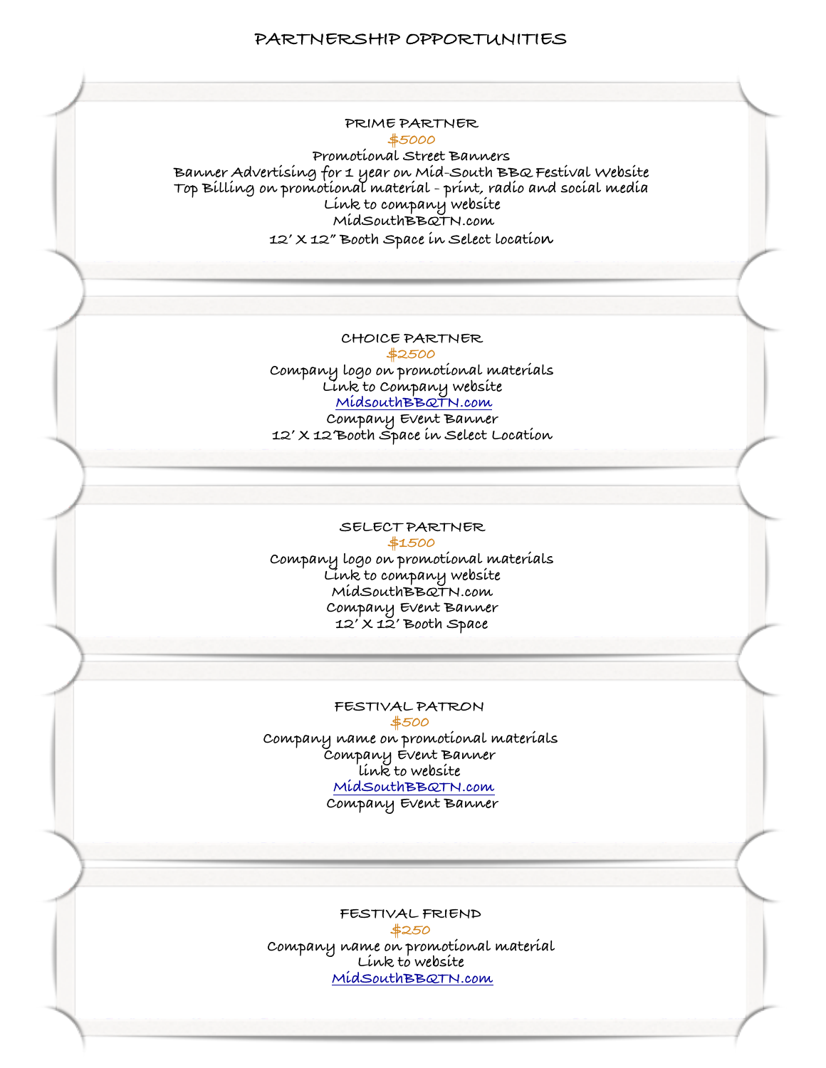# PARTNERSHIP OPPORTUNITIES

## PRIME PARTNER

$5000

Promotional Street Banners

Banner Advertising for 1 year on Mid-South BBQ Festival Website

Top Billing on promotional material - print, radio and social media

Link to company website

MidSouthBBQTN.com

12' X 12" Booth Space in Select location

## CHOICE PARTNER

$2500

Company logo on promotional materials

Link to Company website

MidsouthBBQTN.com

Company Event Banner

12' X 12'Booth Space in Select Location

## SELECT PARTNER

$1500

Company logo on promotional materials

Link to company website

MidSouthBBQTN.com

Company Event Banner

12' X 12' Booth Space

## FESTIVAL PATRON

$500

Company name on promotional materials

Company Event Banner

link to website

MidSouthBBQTN.com

Company Event Banner

## FESTIVAL FRIEND

$250

Company name on promotional material

Link to website

MidSouthBBQTN.com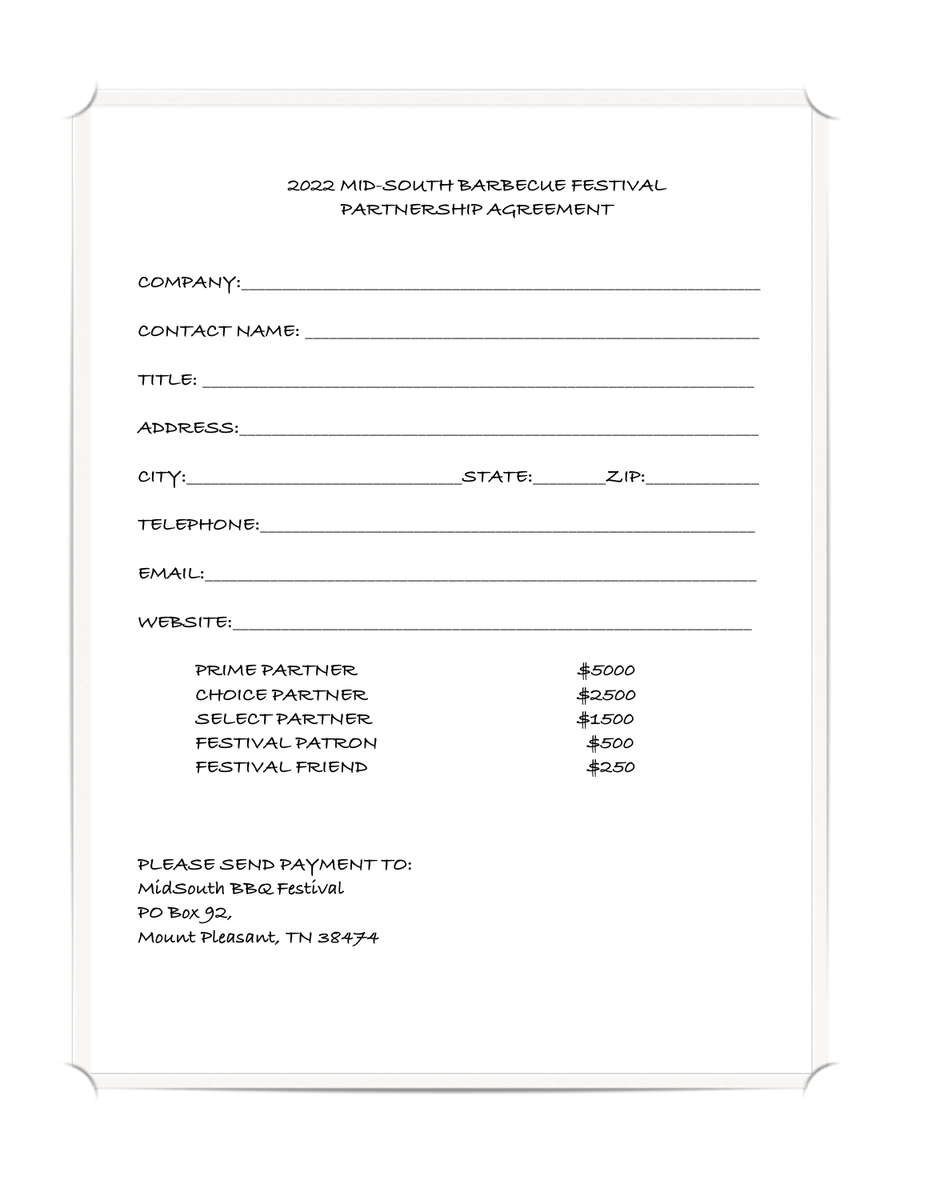# 2022 MID-SOUTH BARBECUE FESTIVAL
## PARTNERSHIP AGREEMENT

COMPANY:_______________________________________________

CONTACT NAME: __________________________________________

TITLE: _________________________________________________

ADDRESS:_______________________________________________

CITY:_______________________STATE:______ZIP:__________

TELEPHONE:_____________________________________________

EMAIL:_________________________________________________

WEBSITE:_______________________________________________

| | |
|---|---|
| PRIME PARTNER | $5000 |
| CHOICE PARTNER | $2500 |
| SELECT PARTNER | $1500 |
| FESTIVAL PATRON | $500 |
| FESTIVAL FRIEND | $250 |

PLEASE SEND PAYMENT TO:
MidSouth BBQ Festival
PO Box 92,
Mount Pleasant, TN 38474